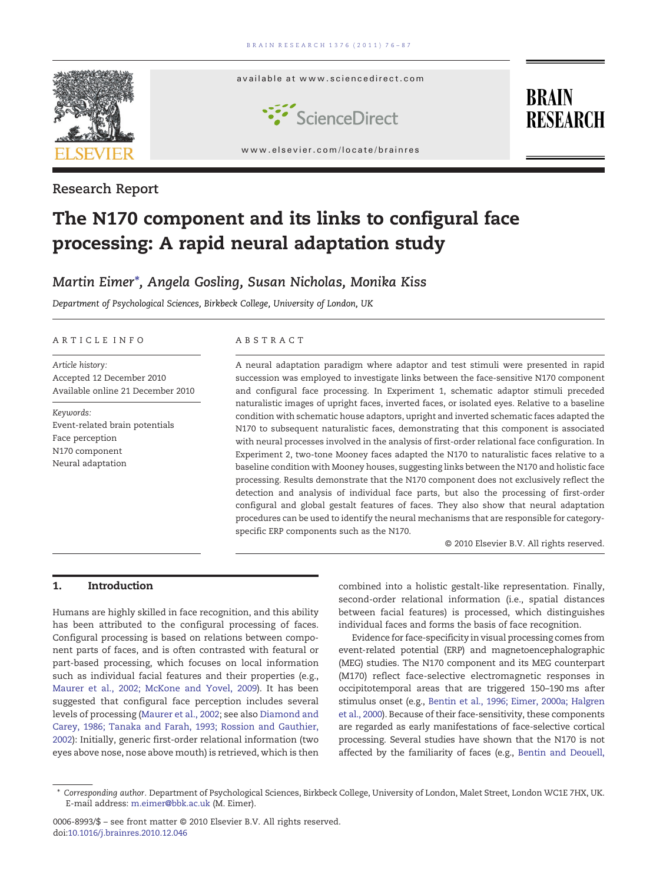Research Report

# The N170 component and its links to configural face processing: A rapid neural adaptation study

*Martin Eimer\*, Angela Gosling, Susan Nicholas, Monika Kiss*

*Department of Psychological Sciences, Birkbeck College, University of London, UK*

## ARTICLE INFO

*Article history:*
Accepted 12 December 2010
Available online 21 December 2010

*Keywords:*
Event-related brain potentials
Face perception
N170 component
Neural adaptation

## ABSTRACT

A neural adaptation paradigm where adaptor and test stimuli were presented in rapid succession was employed to investigate links between the face-sensitive N170 component and configural face processing. In Experiment 1, schematic adaptor stimuli preceded naturalistic images of upright faces, inverted faces, or isolated eyes. Relative to a baseline condition with schematic house adaptors, upright and inverted schematic faces adapted the N170 to subsequent naturalistic faces, demonstrating that this component is associated with neural processes involved in the analysis of first-order relational face configuration. In Experiment 2, two-tone Mooney faces adapted the N170 to naturalistic faces relative to a baseline condition with Mooney houses, suggesting links between the N170 and holistic face processing. Results demonstrate that the N170 component does not exclusively reflect the detection and analysis of individual face parts, but also the processing of first-order configural and global gestalt features of faces. They also show that neural adaptation procedures can be used to identify the neural mechanisms that are responsible for category-specific ERP components such as the N170.

© 2010 Elsevier B.V. All rights reserved.

## 1. Introduction

Humans are highly skilled in face recognition, and this ability has been attributed to the configural processing of faces. Configural processing is based on relations between component parts of faces, and is often contrasted with featural or part-based processing, which focuses on local information such as individual facial features and their properties (e.g., Maurer et al., 2002; McKone and Yovel, 2009). It has been suggested that configural face perception includes several levels of processing (Maurer et al., 2002; see also Diamond and Carey, 1986; Tanaka and Farah, 1993; Rossion and Gauthier, 2002): Initially, generic first-order relational information (two eyes above nose, nose above mouth) is retrieved, which is then combined into a holistic gestalt-like representation. Finally, second-order relational information (i.e., spatial distances between facial features) is processed, which distinguishes individual faces and forms the basis of face recognition.

Evidence for face-specificity in visual processing comes from event-related potential (ERP) and magnetoencephalographic (MEG) studies. The N170 component and its MEG counterpart (M170) reflect face-selective electromagnetic responses in occipitotemporal areas that are triggered 150–190 ms after stimulus onset (e.g., Bentin et al., 1996; Eimer, 2000a; Halgren et al., 2000). Because of their face-sensitivity, these components are regarded as early manifestations of face-selective cortical processing. Several studies have shown that the N170 is not affected by the familiarity of faces (e.g., Bentin and Deouell,

\* *Corresponding author*. Department of Psychological Sciences, Birkbeck College, University of London, Malet Street, London WC1E 7HX, UK. E-mail address: m.eimer@bbk.ac.uk (M. Eimer).

0006-8993/$ – see front matter © 2010 Elsevier B.V. All rights reserved.
doi:10.1016/j.brainres.2010.12.046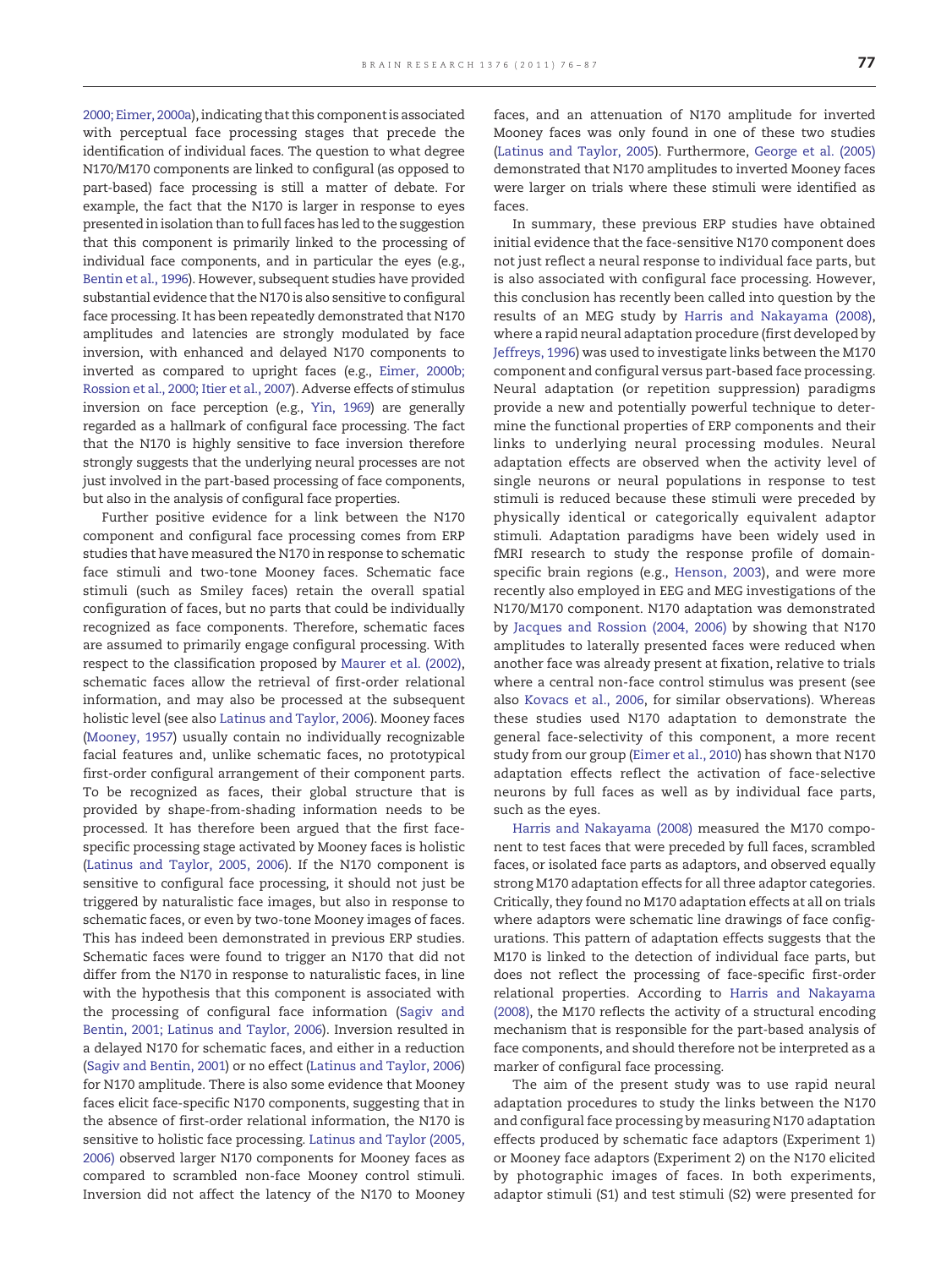2000; Eimer, 2000a), indicating that this component is associated with perceptual face processing stages that precede the identification of individual faces. The question to what degree N170/M170 components are linked to configural (as opposed to part-based) face processing is still a matter of debate. For example, the fact that the N170 is larger in response to eyes presented in isolation than to full faces has led to the suggestion that this component is primarily linked to the processing of individual face components, and in particular the eyes (e.g., Bentin et al., 1996). However, subsequent studies have provided substantial evidence that the N170 is also sensitive to configural face processing. It has been repeatedly demonstrated that N170 amplitudes and latencies are strongly modulated by face inversion, with enhanced and delayed N170 components to inverted as compared to upright faces (e.g., Eimer, 2000b; Rossion et al., 2000; Itier et al., 2007). Adverse effects of stimulus inversion on face perception (e.g., Yin, 1969) are generally regarded as a hallmark of configural face processing. The fact that the N170 is highly sensitive to face inversion therefore strongly suggests that the underlying neural processes are not just involved in the part-based processing of face components, but also in the analysis of configural face properties.

Further positive evidence for a link between the N170 component and configural face processing comes from ERP studies that have measured the N170 in response to schematic face stimuli and two-tone Mooney faces. Schematic face stimuli (such as Smiley faces) retain the overall spatial configuration of faces, but no parts that could be individually recognized as face components. Therefore, schematic faces are assumed to primarily engage configural processing. With respect to the classification proposed by Maurer et al. (2002), schematic faces allow the retrieval of first-order relational information, and may also be processed at the subsequent holistic level (see also Latinus and Taylor, 2006). Mooney faces (Mooney, 1957) usually contain no individually recognizable facial features and, unlike schematic faces, no prototypical first-order configural arrangement of their component parts. To be recognized as faces, their global structure that is provided by shape-from-shading information needs to be processed. It has therefore been argued that the first face-specific processing stage activated by Mooney faces is holistic (Latinus and Taylor, 2005, 2006). If the N170 component is sensitive to configural face processing, it should not just be triggered by naturalistic face images, but also in response to schematic faces, or even by two-tone Mooney images of faces. This has indeed been demonstrated in previous ERP studies. Schematic faces were found to trigger an N170 that did not differ from the N170 in response to naturalistic faces, in line with the hypothesis that this component is associated with the processing of configural face information (Sagiv and Bentin, 2001; Latinus and Taylor, 2006). Inversion resulted in a delayed N170 for schematic faces, and either in a reduction (Sagiv and Bentin, 2001) or no effect (Latinus and Taylor, 2006) for N170 amplitude. There is also some evidence that Mooney faces elicit face-specific N170 components, suggesting that in the absence of first-order relational information, the N170 is sensitive to holistic face processing. Latinus and Taylor (2005, 2006) observed larger N170 components for Mooney faces as compared to scrambled non-face Mooney control stimuli. Inversion did not affect the latency of the N170 to Mooney faces, and an attenuation of N170 amplitude for inverted Mooney faces was only found in one of these two studies (Latinus and Taylor, 2005). Furthermore, George et al. (2005) demonstrated that N170 amplitudes to inverted Mooney faces were larger on trials where these stimuli were identified as faces.

In summary, these previous ERP studies have obtained initial evidence that the face-sensitive N170 component does not just reflect a neural response to individual face parts, but is also associated with configural face processing. However, this conclusion has recently been called into question by the results of an MEG study by Harris and Nakayama (2008), where a rapid neural adaptation procedure (first developed by Jeffreys, 1996) was used to investigate links between the M170 component and configural versus part-based face processing. Neural adaptation (or repetition suppression) paradigms provide a new and potentially powerful technique to determine the functional properties of ERP components and their links to underlying neural processing modules. Neural adaptation effects are observed when the activity level of single neurons or neural populations in response to test stimuli is reduced because these stimuli were preceded by physically identical or categorically equivalent adaptor stimuli. Adaptation paradigms have been widely used in fMRI research to study the response profile of domain-specific brain regions (e.g., Henson, 2003), and were more recently also employed in EEG and MEG investigations of the N170/M170 component. N170 adaptation was demonstrated by Jacques and Rossion (2004, 2006) by showing that N170 amplitudes to laterally presented faces were reduced when another face was already present at fixation, relative to trials where a central non-face control stimulus was present (see also Kovacs et al., 2006, for similar observations). Whereas these studies used N170 adaptation to demonstrate the general face-selectivity of this component, a more recent study from our group (Eimer et al., 2010) has shown that N170 adaptation effects reflect the activation of face-selective neurons by full faces as well as by individual face parts, such as the eyes.

Harris and Nakayama (2008) measured the M170 component to test faces that were preceded by full faces, scrambled faces, or isolated face parts as adaptors, and observed equally strong M170 adaptation effects for all three adaptor categories. Critically, they found no M170 adaptation effects at all on trials where adaptors were schematic line drawings of face configurations. This pattern of adaptation effects suggests that the M170 is linked to the detection of individual face parts, but does not reflect the processing of face-specific first-order relational properties. According to Harris and Nakayama (2008), the M170 reflects the activity of a structural encoding mechanism that is responsible for the part-based analysis of face components, and should therefore not be interpreted as a marker of configural face processing.

The aim of the present study was to use rapid neural adaptation procedures to study the links between the N170 and configural face processing by measuring N170 adaptation effects produced by schematic face adaptors (Experiment 1) or Mooney face adaptors (Experiment 2) on the N170 elicited by photographic images of faces. In both experiments, adaptor stimuli (S1) and test stimuli (S2) were presented for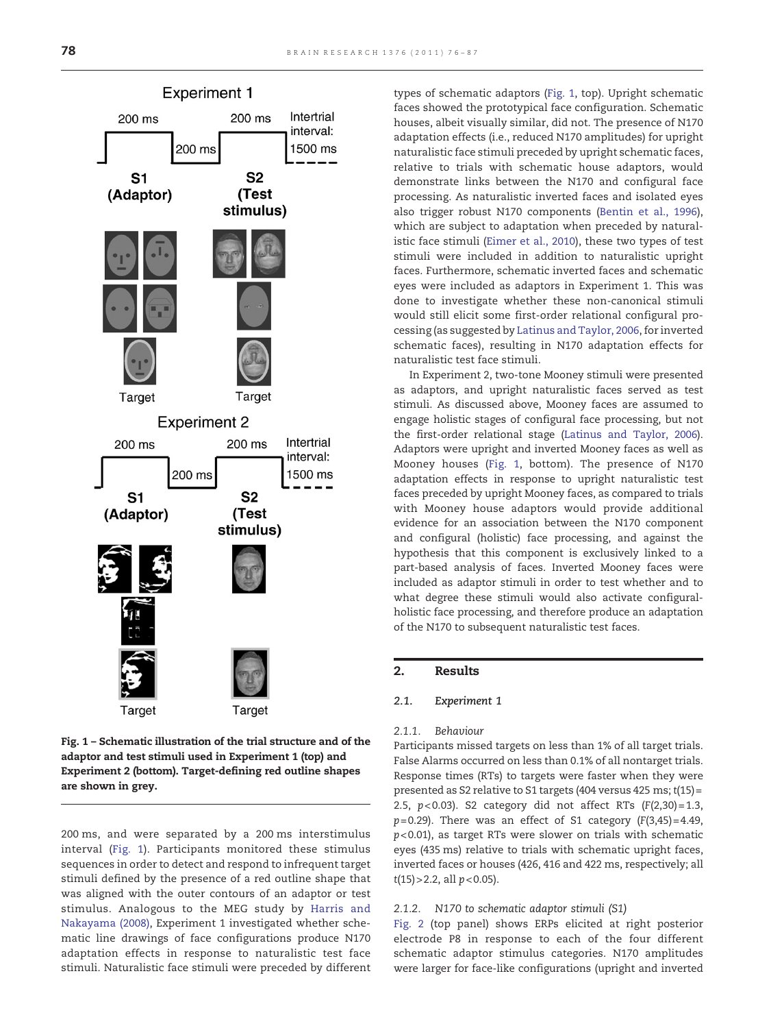Fig. 1 – Schematic illustration of the trial structure and of the adaptor and test stimuli used in Experiment 1 (top) and Experiment 2 (bottom). Target-defining red outline shapes are shown in grey.

200 ms, and were separated by a 200 ms interstimulus interval (Fig. 1). Participants monitored these stimulus sequences in order to detect and respond to infrequent target stimuli defined by the presence of a red outline shape that was aligned with the outer contours of an adaptor or test stimulus. Analogous to the MEG study by Harris and Nakayama (2008), Experiment 1 investigated whether schematic line drawings of face configurations produce N170 adaptation effects in response to naturalistic test face stimuli. Naturalistic face stimuli were preceded by different types of schematic adaptors (Fig. 1, top). Upright schematic faces showed the prototypical face configuration. Schematic houses, albeit visually similar, did not. The presence of N170 adaptation effects (i.e., reduced N170 amplitudes) for upright naturalistic face stimuli preceded by upright schematic faces, relative to trials with schematic house adaptors, would demonstrate links between the N170 and configural face processing. As naturalistic inverted faces and isolated eyes also trigger robust N170 components (Bentin et al., 1996), which are subject to adaptation when preceded by naturalistic face stimuli (Eimer et al., 2010), these two types of test stimuli were included in addition to naturalistic upright faces. Furthermore, schematic inverted faces and schematic eyes were included as adaptors in Experiment 1. This was done to investigate whether these non-canonical stimuli would still elicit some first-order relational configural processing (as suggested by Latinus and Taylor, 2006, for inverted schematic faces), resulting in N170 adaptation effects for naturalistic test face stimuli.

In Experiment 2, two-tone Mooney stimuli were presented as adaptors, and upright naturalistic faces served as test stimuli. As discussed above, Mooney faces are assumed to engage holistic stages of configural face processing, but not the first-order relational stage (Latinus and Taylor, 2006). Adaptors were upright and inverted Mooney faces as well as Mooney houses (Fig. 1, bottom). The presence of N170 adaptation effects in response to upright naturalistic test faces preceded by upright Mooney faces, as compared to trials with Mooney house adaptors would provide additional evidence for an association between the N170 component and configural (holistic) face processing, and against the hypothesis that this component is exclusively linked to a part-based analysis of faces. Inverted Mooney faces were included as adaptor stimuli in order to test whether and to what degree these stimuli would also activate configural-holistic face processing, and therefore produce an adaptation of the N170 to subsequent naturalistic test faces.

## 2. Results

### 2.1. Experiment 1

#### 2.1.1. Behaviour

Participants missed targets on less than 1% of all target trials. False Alarms occurred on less than 0.1% of all nontarget trials. Response times (RTs) to targets were faster when they were presented as S2 relative to S1 targets (404 versus 425 ms; $t(15) = 2.5$, $p < 0.03$). S2 category did not affect RTs ($F(2,30) = 1.3$, $p = 0.29$). There was an effect of S1 category ($F(3,45) = 4.49$, $p < 0.01$), as target RTs were slower on trials with schematic eyes (435 ms) relative to trials with schematic upright faces, inverted faces or houses (426, 416 and 422 ms, respectively; all $t(15) > 2.2$, all $p < 0.05$).

#### 2.1.2. N170 to schematic adaptor stimuli (S1)

Fig. 2 (top panel) shows ERPs elicited at right posterior electrode P8 in response to each of the four different schematic adaptor stimulus categories. N170 amplitudes were larger for face-like configurations (upright and inverted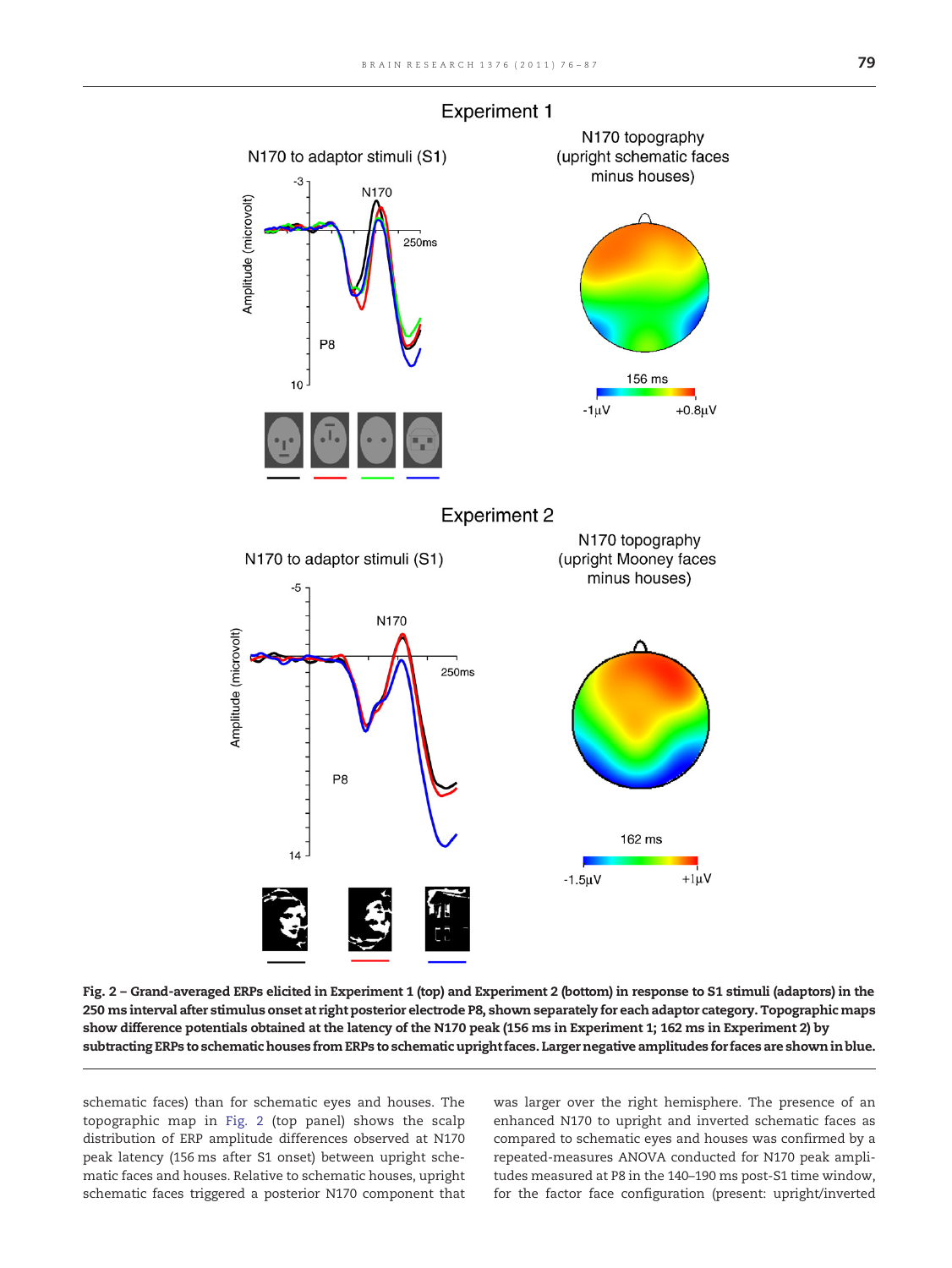**Fig. 2 – Grand-averaged ERPs elicited in Experiment 1 (top) and Experiment 2 (bottom) in response to S1 stimuli (adaptors) in the 250 ms interval after stimulus onset at right posterior electrode P8, shown separately for each adaptor category. Topographic maps show difference potentials obtained at the latency of the N170 peak (156 ms in Experiment 1; 162 ms in Experiment 2) by subtracting ERPs to schematic houses from ERPs to schematic upright faces. Larger negative amplitudes for faces are shown in blue.**

schematic faces) than for schematic eyes and houses. The topographic map in Fig. 2 (top panel) shows the scalp distribution of ERP amplitude differences observed at N170 peak latency (156 ms after S1 onset) between upright schematic faces and houses. Relative to schematic houses, upright schematic faces triggered a posterior N170 component that was larger over the right hemisphere. The presence of an enhanced N170 to upright and inverted schematic faces as compared to schematic eyes and houses was confirmed by a repeated-measures ANOVA conducted for N170 peak amplitudes measured at P8 in the 140–190 ms post-S1 time window, for the factor face configuration (present: upright/inverted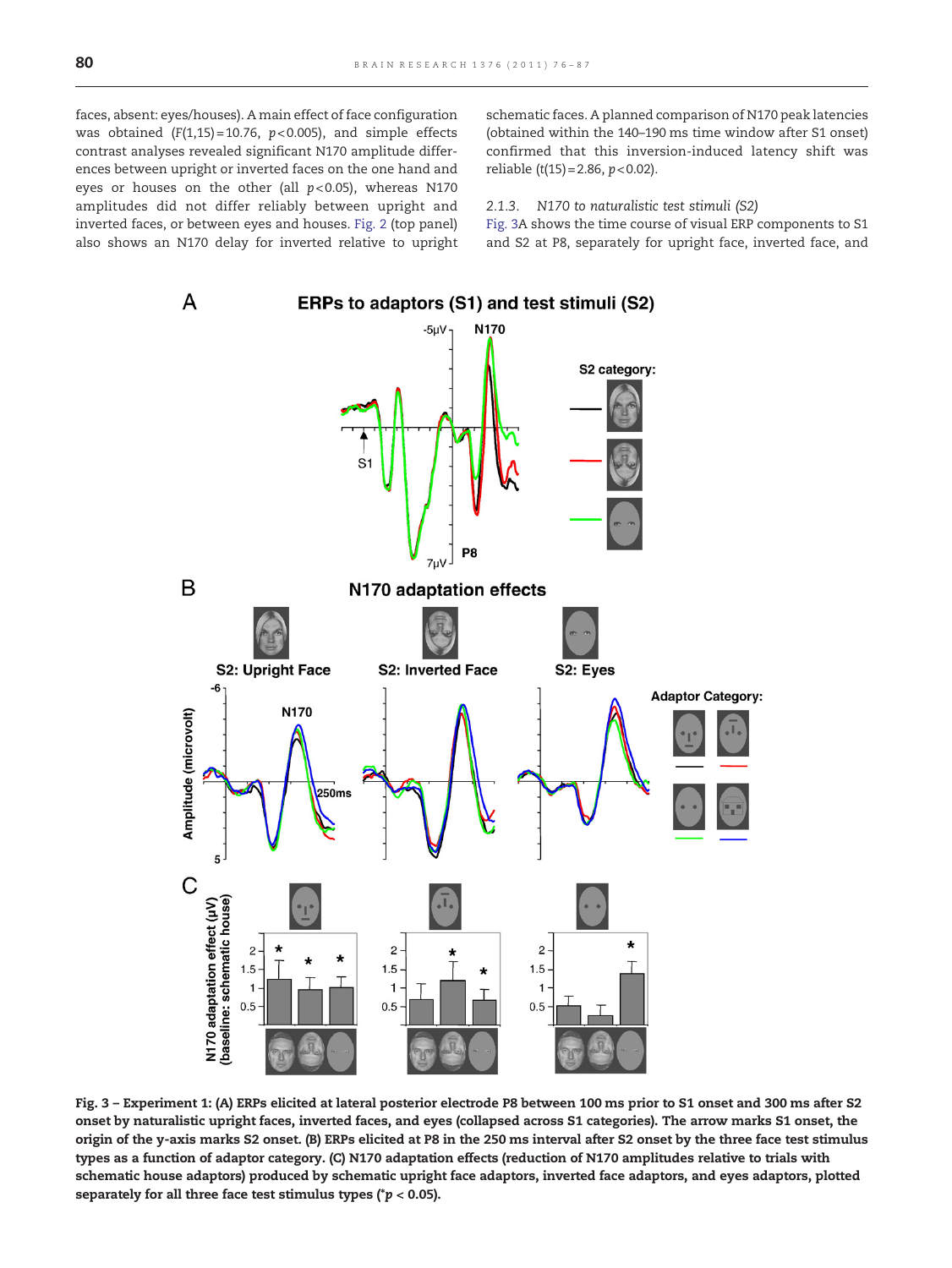faces, absent: eyes/houses). A main effect of face configuration was obtained ($F(1,15) = 10.76$, $p < 0.005$), and simple effects contrast analyses revealed significant N170 amplitude differences between upright or inverted faces on the one hand and eyes or houses on the other (all $p < 0.05$), whereas N170 amplitudes did not differ reliably between upright and inverted faces, or between eyes and houses. Fig. 2 (top panel) also shows an N170 delay for inverted relative to upright schematic faces. A planned comparison of N170 peak latencies (obtained within the 140–190 ms time window after S1 onset) confirmed that this inversion-induced latency shift was reliable ($t(15) = 2.86$, $p < 0.02$).

### 2.1.3. N170 to naturalistic test stimuli (S2)

Fig. 3A shows the time course of visual ERP components to S1 and S2 at P8, separately for upright face, inverted face, and

**Fig. 3 – Experiment 1: (A) ERPs elicited at lateral posterior electrode P8 between 100 ms prior to S1 onset and 300 ms after S2 onset by naturalistic upright faces, inverted faces, and eyes (collapsed across S1 categories). The arrow marks S1 onset, the origin of the y-axis marks S2 onset. (B) ERPs elicited at P8 in the 250 ms interval after S2 onset by the three face test stimulus types as a function of adaptor category. (C) N170 adaptation effects (reduction of N170 amplitudes relative to trials with schematic house adaptors) produced by schematic upright face adaptors, inverted face adaptors, and eyes adaptors, plotted separately for all three face test stimulus types (*$p < 0.05$).**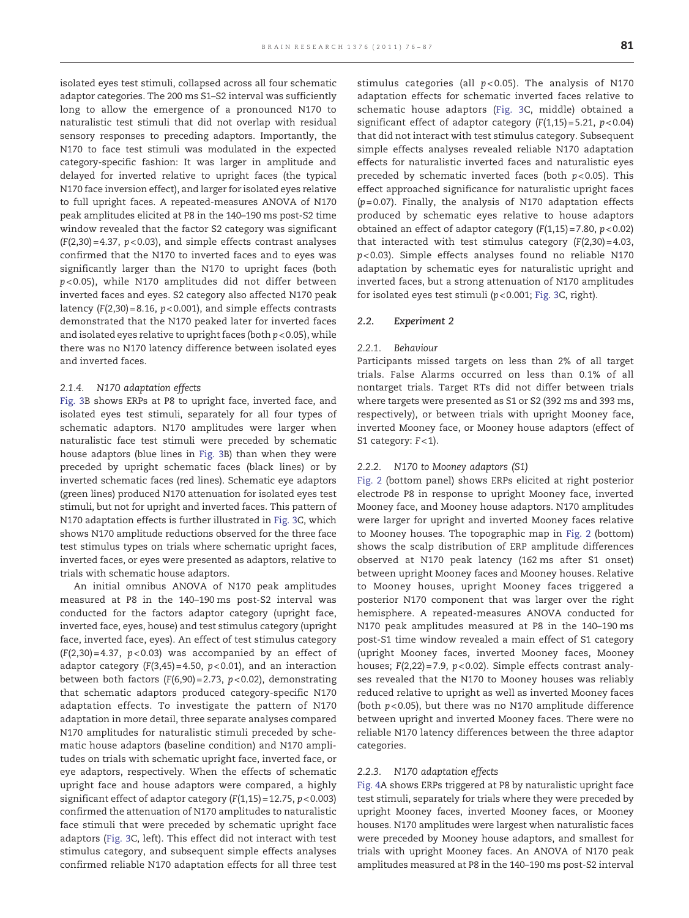isolated eyes test stimuli, collapsed across all four schematic adaptor categories. The 200 ms S1–S2 interval was sufficiently long to allow the emergence of a pronounced N170 to naturalistic test stimuli that did not overlap with residual sensory responses to preceding adaptors. Importantly, the N170 to face test stimuli was modulated in the expected category-specific fashion: It was larger in amplitude and delayed for inverted relative to upright faces (the typical N170 face inversion effect), and larger for isolated eyes relative to full upright faces. A repeated-measures ANOVA of N170 peak amplitudes elicited at P8 in the 140–190 ms post-S2 time window revealed that the factor S2 category was significant ($F(2,30) = 4.37$, $p < 0.03$), and simple effects contrast analyses confirmed that the N170 to inverted faces and to eyes was significantly larger than the N170 to upright faces (both $p < 0.05$), while N170 amplitudes did not differ between inverted faces and eyes. S2 category also affected N170 peak latency ($F(2,30) = 8.16$, $p < 0.001$), and simple effects contrasts demonstrated that the N170 peaked later for inverted faces and isolated eyes relative to upright faces (both $p < 0.05$), while there was no N170 latency difference between isolated eyes and inverted faces.

#### 2.1.4. N170 adaptation effects

Fig. 3B shows ERPs at P8 to upright face, inverted face, and isolated eyes test stimuli, separately for all four types of schematic adaptors. N170 amplitudes were larger when naturalistic face test stimuli were preceded by schematic house adaptors (blue lines in Fig. 3B) than when they were preceded by upright schematic faces (black lines) or by inverted schematic faces (red lines). Schematic eye adaptors (green lines) produced N170 attenuation for isolated eyes test stimuli, but not for upright and inverted faces. This pattern of N170 adaptation effects is further illustrated in Fig. 3C, which shows N170 amplitude reductions observed for the three face test stimulus types on trials where schematic upright faces, inverted faces, or eyes were presented as adaptors, relative to trials with schematic house adaptors.

An initial omnibus ANOVA of N170 peak amplitudes measured at P8 in the 140–190 ms post-S2 interval was conducted for the factors adaptor category (upright face, inverted face, eyes, house) and test stimulus category (upright face, inverted face, eyes). An effect of test stimulus category ($F(2,30) = 4.37$, $p < 0.03$) was accompanied by an effect of adaptor category ($F(3,45) = 4.50$, $p < 0.01$), and an interaction between both factors ($F(6,90) = 2.73$, $p < 0.02$), demonstrating that schematic adaptors produced category-specific N170 adaptation effects. To investigate the pattern of N170 adaptation in more detail, three separate analyses compared N170 amplitudes for naturalistic stimuli preceded by schematic house adaptors (baseline condition) and N170 amplitudes on trials with schematic upright face, inverted face, or eye adaptors, respectively. When the effects of schematic upright face and house adaptors were compared, a highly significant effect of adaptor category ($F(1,15) = 12.75$, $p < 0.003$) confirmed the attenuation of N170 amplitudes to naturalistic face stimuli that were preceded by schematic upright face adaptors (Fig. 3C, left). This effect did not interact with test stimulus category, and subsequent simple effects analyses confirmed reliable N170 adaptation effects for all three test stimulus categories (all $p < 0.05$). The analysis of N170 adaptation effects for schematic inverted faces relative to schematic house adaptors (Fig. 3C, middle) obtained a significant effect of adaptor category ($F(1,15) = 5.21$, $p < 0.04$) that did not interact with test stimulus category. Subsequent simple effects analyses revealed reliable N170 adaptation effects for naturalistic inverted faces and naturalistic eyes preceded by schematic inverted faces (both $p < 0.05$). This effect approached significance for naturalistic upright faces ($p = 0.07$). Finally, the analysis of N170 adaptation effects produced by schematic eyes relative to house adaptors obtained an effect of adaptor category ($F(1,15) = 7.80$, $p < 0.02$) that interacted with test stimulus category ($F(2,30) = 4.03$, $p < 0.03$). Simple effects analyses found no reliable N170 adaptation by schematic eyes for naturalistic upright and inverted faces, but a strong attenuation of N170 amplitudes for isolated eyes test stimuli ($p < 0.001$; Fig. 3C, right).

### 2.2. Experiment 2

#### 2.2.1. Behaviour

Participants missed targets on less than 2% of all target trials. False Alarms occurred on less than 0.1% of all nontarget trials. Target RTs did not differ between trials where targets were presented as S1 or S2 (392 ms and 393 ms, respectively), or between trials with upright Mooney face, inverted Mooney face, or Mooney house adaptors (effect of S1 category: $F < 1$).

#### 2.2.2. N170 to Mooney adaptors (S1)

Fig. 2 (bottom panel) shows ERPs elicited at right posterior electrode P8 in response to upright Mooney face, inverted Mooney face, and Mooney house adaptors. N170 amplitudes were larger for upright and inverted Mooney faces relative to Mooney houses. The topographic map in Fig. 2 (bottom) shows the scalp distribution of ERP amplitude differences observed at N170 peak latency (162 ms after S1 onset) between upright Mooney faces and Mooney houses. Relative to Mooney houses, upright Mooney faces triggered a posterior N170 component that was larger over the right hemisphere. A repeated-measures ANOVA conducted for N170 peak amplitudes measured at P8 in the 140–190 ms post-S1 time window revealed a main effect of S1 category (upright Mooney faces, inverted Mooney faces, Mooney houses; $F(2,22) = 7.9$, $p < 0.02$). Simple effects contrast analyses revealed that the N170 to Mooney houses was reliably reduced relative to upright as well as inverted Mooney faces (both $p < 0.05$), but there was no N170 amplitude difference between upright and inverted Mooney faces. There were no reliable N170 latency differences between the three adaptor categories.

#### 2.2.3. N170 adaptation effects

Fig. 4A shows ERPs triggered at P8 by naturalistic upright face test stimuli, separately for trials where they were preceded by upright Mooney faces, inverted Mooney faces, or Mooney houses. N170 amplitudes were largest when naturalistic faces were preceded by Mooney house adaptors, and smallest for trials with upright Mooney faces. An ANOVA of N170 peak amplitudes measured at P8 in the 140–190 ms post-S2 interval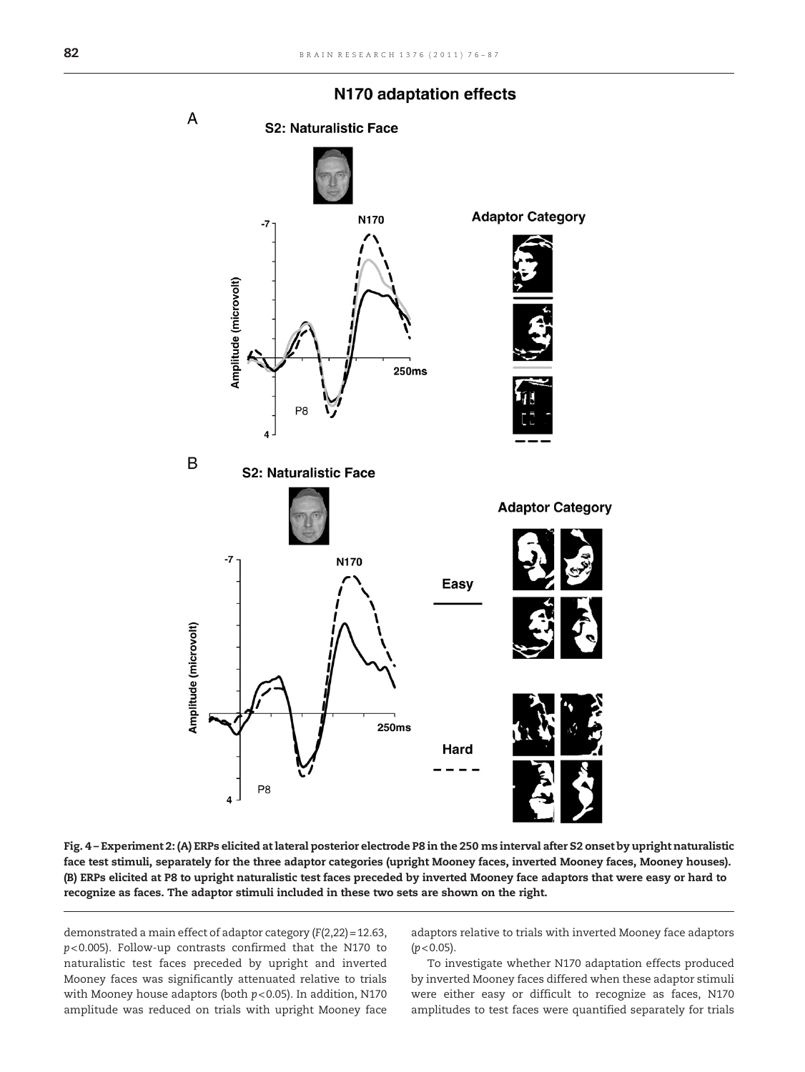Fig. 4 – Experiment 2: (A) ERPs elicited at lateral posterior electrode P8 in the 250 ms interval after S2 onset by upright naturalistic face test stimuli, separately for the three adaptor categories (upright Mooney faces, inverted Mooney faces, Mooney houses). (B) ERPs elicited at P8 to upright naturalistic test faces preceded by inverted Mooney face adaptors that were easy or hard to recognize as faces. The adaptor stimuli included in these two sets are shown on the right.

demonstrated a main effect of adaptor category ($F(2,22)=12.63$, $p<0.005$). Follow-up contrasts confirmed that the N170 to naturalistic test faces preceded by upright and inverted Mooney faces was significantly attenuated relative to trials with Mooney house adaptors (both $p<0.05$). In addition, N170 amplitude was reduced on trials with upright Mooney face adaptors relative to trials with inverted Mooney face adaptors ($p<0.05$).

To investigate whether N170 adaptation effects produced by inverted Mooney faces differed when these adaptor stimuli were either easy or difficult to recognize as faces, N170 amplitudes to test faces were quantified separately for trials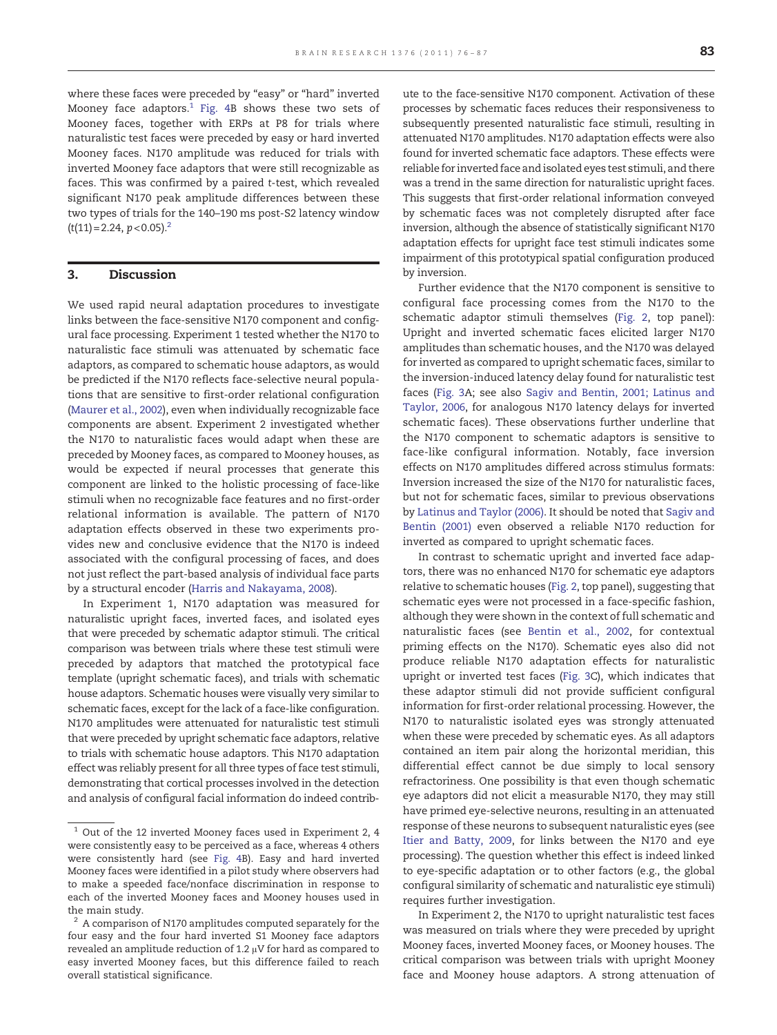where these faces were preceded by "easy" or "hard" inverted Mooney face adaptors.[1] Fig. 4B shows these two sets of Mooney faces, together with ERPs at P8 for trials where naturalistic test faces were preceded by easy or hard inverted Mooney faces. N170 amplitude was reduced for trials with inverted Mooney face adaptors that were still recognizable as faces. This was confirmed by a paired t-test, which revealed significant N170 peak amplitude differences between these two types of trials for the 140–190 ms post-S2 latency window ($t(11) = 2.24$, $p < 0.05$).[2]

## 3. Discussion

We used rapid neural adaptation procedures to investigate links between the face-sensitive N170 component and configural face processing. Experiment 1 tested whether the N170 to naturalistic face stimuli was attenuated by schematic face adaptors, as compared to schematic house adaptors, as would be predicted if the N170 reflects face-selective neural populations that are sensitive to first-order relational configuration (Maurer et al., 2002), even when individually recognizable face components are absent. Experiment 2 investigated whether the N170 to naturalistic faces would adapt when these are preceded by Mooney faces, as compared to Mooney houses, as would be expected if neural processes that generate this component are linked to the holistic processing of face-like stimuli when no recognizable face features and no first-order relational information is available. The pattern of N170 adaptation effects observed in these two experiments provides new and conclusive evidence that the N170 is indeed associated with the configural processing of faces, and does not just reflect the part-based analysis of individual face parts by a structural encoder (Harris and Nakayama, 2008).

In Experiment 1, N170 adaptation was measured for naturalistic upright faces, inverted faces, and isolated eyes that were preceded by schematic adaptor stimuli. The critical comparison was between trials where these test stimuli were preceded by adaptors that matched the prototypical face template (upright schematic faces), and trials with schematic house adaptors. Schematic houses were visually very similar to schematic faces, except for the lack of a face-like configuration. N170 amplitudes were attenuated for naturalistic test stimuli that were preceded by upright schematic face adaptors, relative to trials with schematic house adaptors. This N170 adaptation effect was reliably present for all three types of face test stimuli, demonstrating that cortical processes involved in the detection and analysis of configural facial information do indeed contribute to the face-sensitive N170 component. Activation of these processes by schematic faces reduces their responsiveness to subsequently presented naturalistic face stimuli, resulting in attenuated N170 amplitudes. N170 adaptation effects were also found for inverted schematic face adaptors. These effects were reliable for inverted face and isolated eyes test stimuli, and there was a trend in the same direction for naturalistic upright faces. This suggests that first-order relational information conveyed by schematic faces was not completely disrupted after face inversion, although the absence of statistically significant N170 adaptation effects for upright face test stimuli indicates some impairment of this prototypical spatial configuration produced by inversion.

Further evidence that the N170 component is sensitive to configural face processing comes from the N170 to the schematic adaptor stimuli themselves (Fig. 2, top panel): Upright and inverted schematic faces elicited larger N170 amplitudes than schematic houses, and the N170 was delayed for inverted as compared to upright schematic faces, similar to the inversion-induced latency delay found for naturalistic test faces (Fig. 3A; see also Sagiv and Bentin, 2001; Latinus and Taylor, 2006, for analogous N170 latency delays for inverted schematic faces). These observations further underline that the N170 component to schematic adaptors is sensitive to face-like configural information. Notably, face inversion effects on N170 amplitudes differed across stimulus formats: Inversion increased the size of the N170 for naturalistic faces, but not for schematic faces, similar to previous observations by Latinus and Taylor (2006). It should be noted that Sagiv and Bentin (2001) even observed a reliable N170 reduction for inverted as compared to upright schematic faces.

In contrast to schematic upright and inverted face adaptors, there was no enhanced N170 for schematic eye adaptors relative to schematic houses (Fig. 2, top panel), suggesting that schematic eyes were not processed in a face-specific fashion, although they were shown in the context of full schematic and naturalistic faces (see Bentin et al., 2002, for contextual priming effects on the N170). Schematic eyes also did not produce reliable N170 adaptation effects for naturalistic upright or inverted test faces (Fig. 3C), which indicates that these adaptor stimuli did not provide sufficient configural information for first-order relational processing. However, the N170 to naturalistic isolated eyes was strongly attenuated when these were preceded by schematic eyes. As all adaptors contained an item pair along the horizontal meridian, this differential effect cannot be due simply to local sensory refractoriness. One possibility is that even though schematic eye adaptors did not elicit a measurable N170, they may still have primed eye-selective neurons, resulting in an attenuated response of these neurons to subsequent naturalistic eyes (see Itier and Batty, 2009, for links between the N170 and eye processing). The question whether this effect is indeed linked to eye-specific adaptation or to other factors (e.g., the global configural similarity of schematic and naturalistic eye stimuli) requires further investigation.

In Experiment 2, the N170 to upright naturalistic test faces was measured on trials where they were preceded by upright Mooney faces, inverted Mooney faces, or Mooney houses. The critical comparison was between trials with upright Mooney face and Mooney house adaptors. A strong attenuation of

[1] Out of the 12 inverted Mooney faces used in Experiment 2, 4 were consistently easy to be perceived as a face, whereas 4 others were consistently hard (see Fig. 4B). Easy and hard inverted Mooney faces were identified in a pilot study where observers had to make a speeded face/nonface discrimination in response to each of the inverted Mooney faces and Mooney houses used in the main study.

[2] A comparison of N170 amplitudes computed separately for the four easy and the four hard inverted S1 Mooney face adaptors revealed an amplitude reduction of 1.2 μV for hard as compared to easy inverted Mooney faces, but this difference failed to reach overall statistical significance.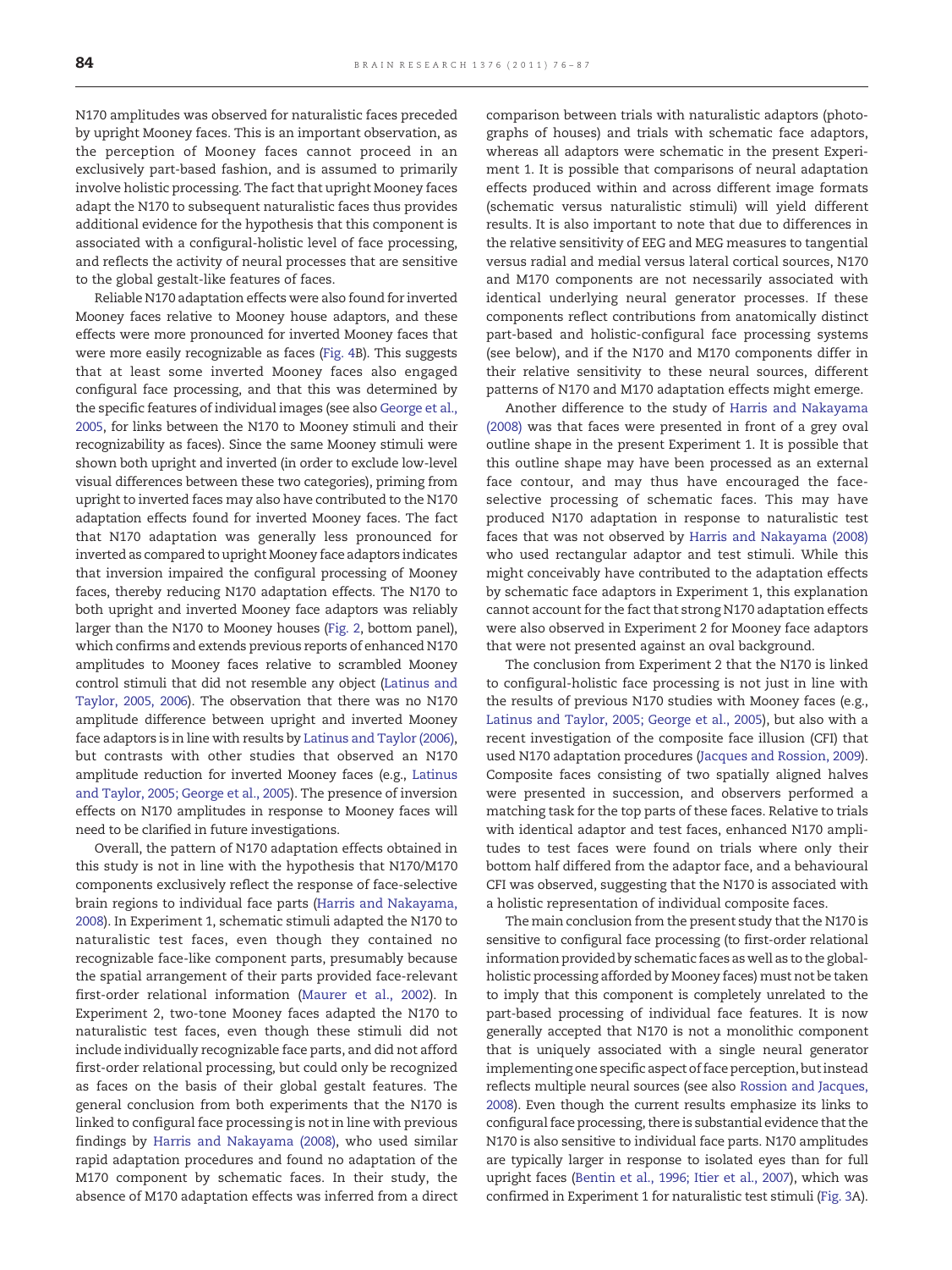N170 amplitudes was observed for naturalistic faces preceded by upright Mooney faces. This is an important observation, as the perception of Mooney faces cannot proceed in an exclusively part-based fashion, and is assumed to primarily involve holistic processing. The fact that upright Mooney faces adapt the N170 to subsequent naturalistic faces thus provides additional evidence for the hypothesis that this component is associated with a configural-holistic level of face processing, and reflects the activity of neural processes that are sensitive to the global gestalt-like features of faces.

Reliable N170 adaptation effects were also found for inverted Mooney faces relative to Mooney house adaptors, and these effects were more pronounced for inverted Mooney faces that were more easily recognizable as faces (Fig. 4B). This suggests that at least some inverted Mooney faces also engaged configural face processing, and that this was determined by the specific features of individual images (see also George et al., 2005, for links between the N170 to Mooney stimuli and their recognizability as faces). Since the same Mooney stimuli were shown both upright and inverted (in order to exclude low-level visual differences between these two categories), priming from upright to inverted faces may also have contributed to the N170 adaptation effects found for inverted Mooney faces. The fact that N170 adaptation was generally less pronounced for inverted as compared to upright Mooney face adaptors indicates that inversion impaired the configural processing of Mooney faces, thereby reducing N170 adaptation effects. The N170 to both upright and inverted Mooney face adaptors was reliably larger than the N170 to Mooney houses (Fig. 2, bottom panel), which confirms and extends previous reports of enhanced N170 amplitudes to Mooney faces relative to scrambled Mooney control stimuli that did not resemble any object (Latinus and Taylor, 2005, 2006). The observation that there was no N170 amplitude difference between upright and inverted Mooney face adaptors is in line with results by Latinus and Taylor (2006), but contrasts with other studies that observed an N170 amplitude reduction for inverted Mooney faces (e.g., Latinus and Taylor, 2005; George et al., 2005). The presence of inversion effects on N170 amplitudes in response to Mooney faces will need to be clarified in future investigations.

Overall, the pattern of N170 adaptation effects obtained in this study is not in line with the hypothesis that N170/M170 components exclusively reflect the response of face-selective brain regions to individual face parts (Harris and Nakayama, 2008). In Experiment 1, schematic stimuli adapted the N170 to naturalistic test faces, even though they contained no recognizable face-like component parts, presumably because the spatial arrangement of their parts provided face-relevant first-order relational information (Maurer et al., 2002). In Experiment 2, two-tone Mooney faces adapted the N170 to naturalistic test faces, even though these stimuli did not include individually recognizable face parts, and did not afford first-order relational processing, but could only be recognized as faces on the basis of their global gestalt features. The general conclusion from both experiments that the N170 is linked to configural face processing is not in line with previous findings by Harris and Nakayama (2008), who used similar rapid adaptation procedures and found no adaptation of the M170 component by schematic faces. In their study, the absence of M170 adaptation effects was inferred from a direct comparison between trials with naturalistic adaptors (photographs of houses) and trials with schematic face adaptors, whereas all adaptors were schematic in the present Experiment 1. It is possible that comparisons of neural adaptation effects produced within and across different image formats (schematic versus naturalistic stimuli) will yield different results. It is also important to note that due to differences in the relative sensitivity of EEG and MEG measures to tangential versus radial and medial versus lateral cortical sources, N170 and M170 components are not necessarily associated with identical underlying neural generator processes. If these components reflect contributions from anatomically distinct part-based and holistic-configural face processing systems (see below), and if the N170 and M170 components differ in their relative sensitivity to these neural sources, different patterns of N170 and M170 adaptation effects might emerge.

Another difference to the study of Harris and Nakayama (2008) was that faces were presented in front of a grey oval outline shape in the present Experiment 1. It is possible that this outline shape may have been processed as an external face contour, and may thus have encouraged the face-selective processing of schematic faces. This may have produced N170 adaptation in response to naturalistic test faces that was not observed by Harris and Nakayama (2008) who used rectangular adaptor and test stimuli. While this might conceivably have contributed to the adaptation effects by schematic face adaptors in Experiment 1, this explanation cannot account for the fact that strong N170 adaptation effects were also observed in Experiment 2 for Mooney face adaptors that were not presented against an oval background.

The conclusion from Experiment 2 that the N170 is linked to configural-holistic face processing is not just in line with the results of previous N170 studies with Mooney faces (e.g., Latinus and Taylor, 2005; George et al., 2005), but also with a recent investigation of the composite face illusion (CFI) that used N170 adaptation procedures (Jacques and Rossion, 2009). Composite faces consisting of two spatially aligned halves were presented in succession, and observers performed a matching task for the top parts of these faces. Relative to trials with identical adaptor and test faces, enhanced N170 amplitudes to test faces were found on trials where only their bottom half differed from the adaptor face, and a behavioural CFI was observed, suggesting that the N170 is associated with a holistic representation of individual composite faces.

The main conclusion from the present study that the N170 is sensitive to configural face processing (to first-order relational information provided by schematic faces as well as to the global-holistic processing afforded by Mooney faces) must not be taken to imply that this component is completely unrelated to the part-based processing of individual face features. It is now generally accepted that N170 is not a monolithic component that is uniquely associated with a single neural generator implementing one specific aspect of face perception, but instead reflects multiple neural sources (see also Rossion and Jacques, 2008). Even though the current results emphasize its links to configural face processing, there is substantial evidence that the N170 is also sensitive to individual face parts. N170 amplitudes are typically larger in response to isolated eyes than for full upright faces (Bentin et al., 1996; Itier et al., 2007), which was confirmed in Experiment 1 for naturalistic test stimuli (Fig. 3A).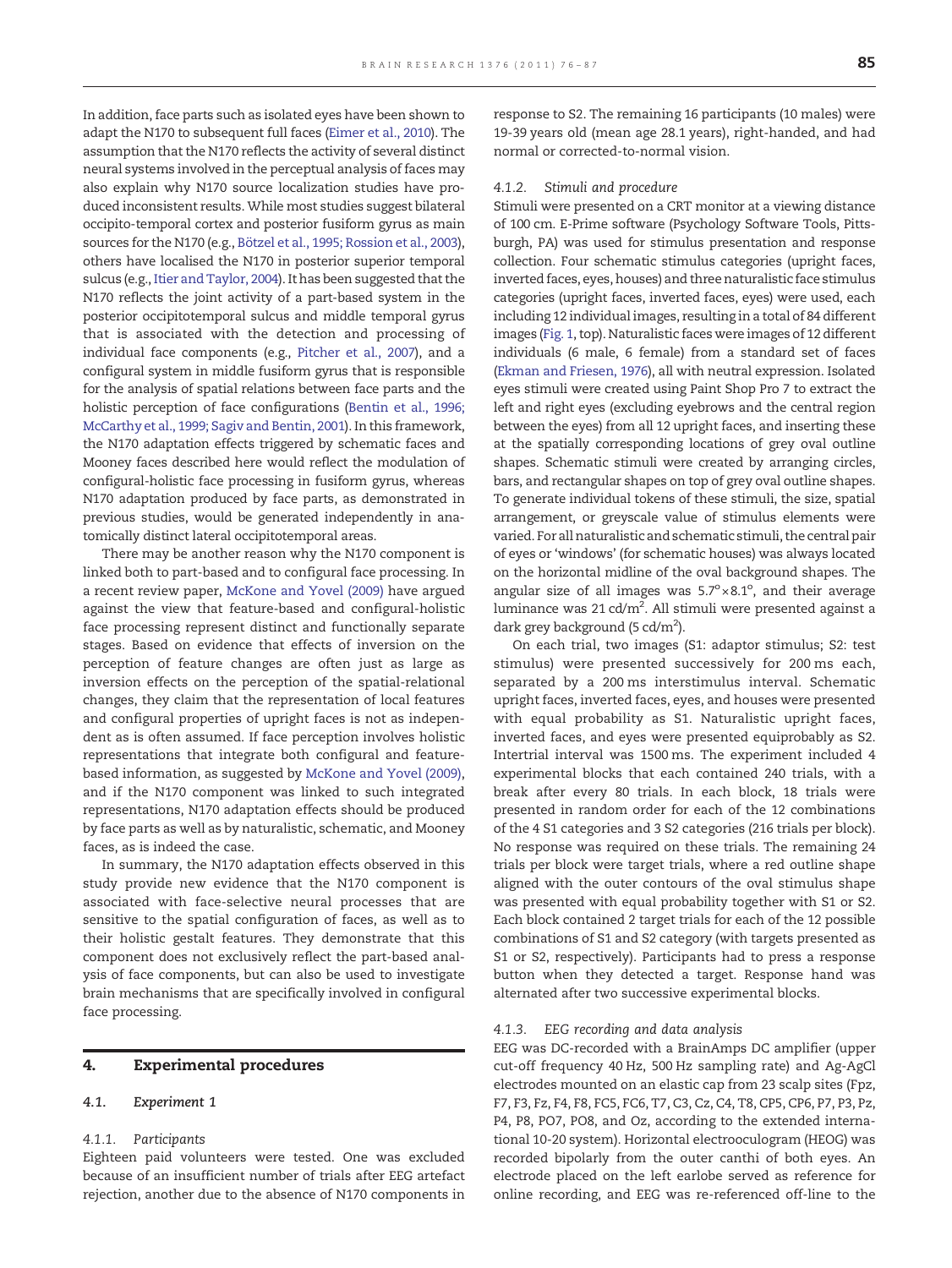In addition, face parts such as isolated eyes have been shown to adapt the N170 to subsequent full faces (Eimer et al., 2010). The assumption that the N170 reflects the activity of several distinct neural systems involved in the perceptual analysis of faces may also explain why N170 source localization studies have produced inconsistent results. While most studies suggest bilateral occipito-temporal cortex and posterior fusiform gyrus as main sources for the N170 (e.g., Bötzel et al., 1995; Rossion et al., 2003), others have localised the N170 in posterior superior temporal sulcus (e.g., Itier and Taylor, 2004). It has been suggested that the N170 reflects the joint activity of a part-based system in the posterior occipitotemporal sulcus and middle temporal gyrus that is associated with the detection and processing of individual face components (e.g., Pitcher et al., 2007), and a configural system in middle fusiform gyrus that is responsible for the analysis of spatial relations between face parts and the holistic perception of face configurations (Bentin et al., 1996; McCarthy et al., 1999; Sagiv and Bentin, 2001). In this framework, the N170 adaptation effects triggered by schematic faces and Mooney faces described here would reflect the modulation of configural-holistic face processing in fusiform gyrus, whereas N170 adaptation produced by face parts, as demonstrated in previous studies, would be generated independently in anatomically distinct lateral occipitotemporal areas.

There may be another reason why the N170 component is linked both to part-based and to configural face processing. In a recent review paper, McKone and Yovel (2009) have argued against the view that feature-based and configural-holistic face processing represent distinct and functionally separate stages. Based on evidence that effects of inversion on the perception of feature changes are often just as large as inversion effects on the perception of the spatial-relational changes, they claim that the representation of local features and configural properties of upright faces is not as independent as is often assumed. If face perception involves holistic representations that integrate both configural and feature-based information, as suggested by McKone and Yovel (2009), and if the N170 component was linked to such integrated representations, N170 adaptation effects should be produced by face parts as well as by naturalistic, schematic, and Mooney faces, as is indeed the case.

In summary, the N170 adaptation effects observed in this study provide new evidence that the N170 component is associated with face-selective neural processes that are sensitive to the spatial configuration of faces, as well as to their holistic gestalt features. They demonstrate that this component does not exclusively reflect the part-based analysis of face components, but can also be used to investigate brain mechanisms that are specifically involved in configural face processing.

## 4. Experimental procedures

### 4.1. Experiment 1

#### 4.1.1. Participants

Eighteen paid volunteers were tested. One was excluded because of an insufficient number of trials after EEG artefact rejection, another due to the absence of N170 components in response to S2. The remaining 16 participants (10 males) were 19-39 years old (mean age 28.1 years), right-handed, and had normal or corrected-to-normal vision.

#### 4.1.2. Stimuli and procedure

Stimuli were presented on a CRT monitor at a viewing distance of 100 cm. E-Prime software (Psychology Software Tools, Pittsburgh, PA) was used for stimulus presentation and response collection. Four schematic stimulus categories (upright faces, inverted faces, eyes, houses) and three naturalistic face stimulus categories (upright faces, inverted faces, eyes) were used, each including 12 individual images, resulting in a total of 84 different images (Fig. 1, top). Naturalistic faces were images of 12 different individuals (6 male, 6 female) from a standard set of faces (Ekman and Friesen, 1976), all with neutral expression. Isolated eyes stimuli were created using Paint Shop Pro 7 to extract the left and right eyes (excluding eyebrows and the central region between the eyes) from all 12 upright faces, and inserting these at the spatially corresponding locations of grey oval outline shapes. Schematic stimuli were created by arranging circles, bars, and rectangular shapes on top of grey oval outline shapes. To generate individual tokens of these stimuli, the size, spatial arrangement, or greyscale value of stimulus elements were varied. For all naturalistic and schematic stimuli, the central pair of eyes or 'windows' (for schematic houses) was always located on the horizontal midline of the oval background shapes. The angular size of all images was $5.7° \times 8.1°$, and their average luminance was 21 cd/m$^2$. All stimuli were presented against a dark grey background (5 cd/m$^2$).

On each trial, two images (S1: adaptor stimulus; S2: test stimulus) were presented successively for 200 ms each, separated by a 200 ms interstimulus interval. Schematic upright faces, inverted faces, eyes, and houses were presented with equal probability as S1. Naturalistic upright faces, inverted faces, and eyes were presented equiprobably as S2. Intertrial interval was 1500 ms. The experiment included 4 experimental blocks that each contained 240 trials, with a break after every 80 trials. In each block, 18 trials were presented in random order for each of the 12 combinations of the 4 S1 categories and 3 S2 categories (216 trials per block). No response was required on these trials. The remaining 24 trials per block were target trials, where a red outline shape aligned with the outer contours of the oval stimulus shape was presented with equal probability together with S1 or S2. Each block contained 2 target trials for each of the 12 possible combinations of S1 and S2 category (with targets presented as S1 or S2, respectively). Participants had to press a response button when they detected a target. Response hand was alternated after two successive experimental blocks.

#### 4.1.3. EEG recording and data analysis

EEG was DC-recorded with a BrainAmps DC amplifier (upper cut-off frequency 40 Hz, 500 Hz sampling rate) and Ag-AgCl electrodes mounted on an elastic cap from 23 scalp sites (Fpz, F7, F3, Fz, F4, F8, FC5, FC6, T7, C3, Cz, C4, T8, CP5, CP6, P7, P3, Pz, P4, P8, PO7, PO8, and Oz, according to the extended international 10-20 system). Horizontal electrooculogram (HEOG) was recorded bipolarly from the outer canthi of both eyes. An electrode placed on the left earlobe served as reference for online recording, and EEG was re-referenced off-line to the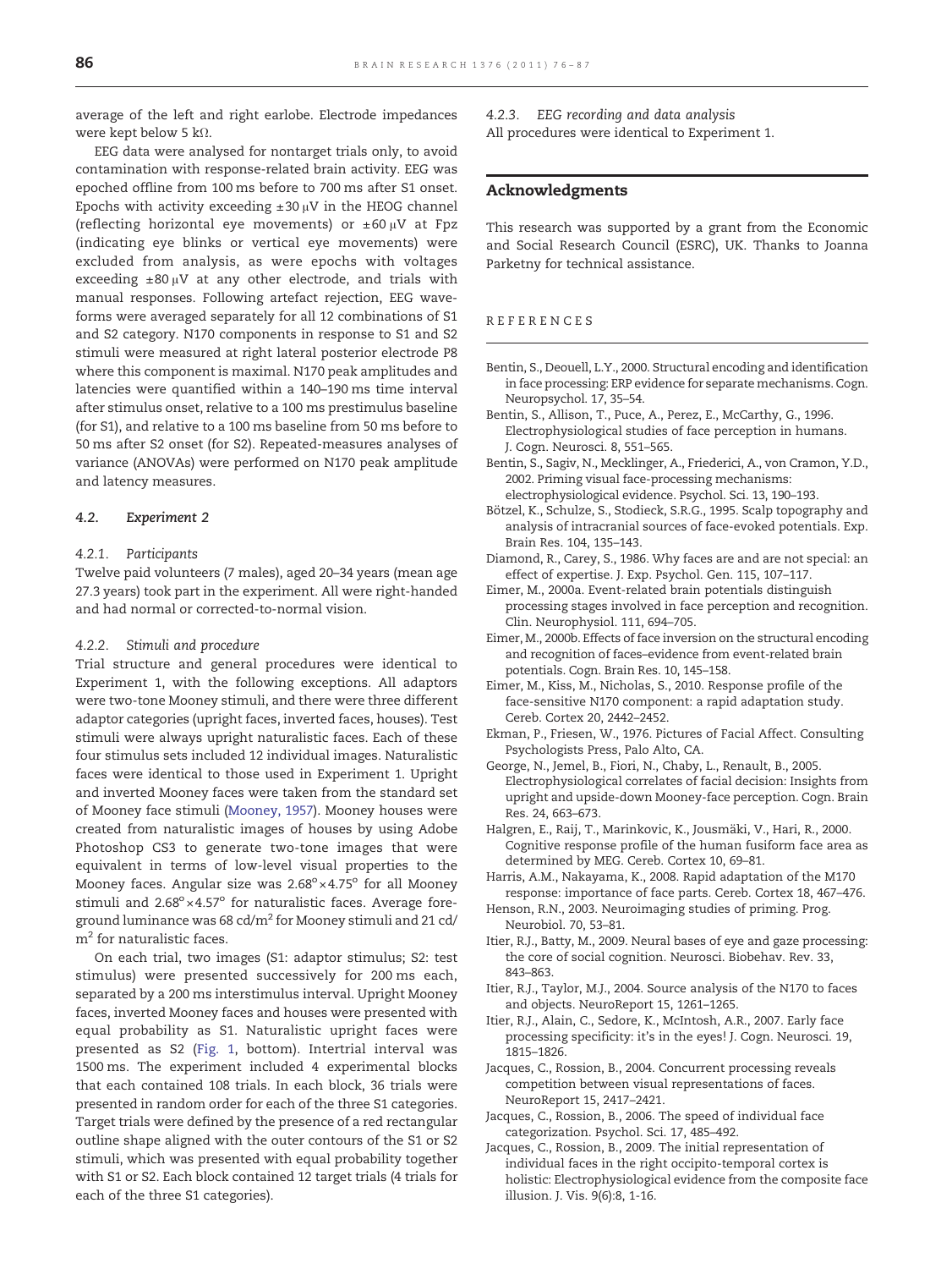average of the left and right earlobe. Electrode impedances were kept below 5 kΩ.

EEG data were analysed for nontarget trials only, to avoid contamination with response-related brain activity. EEG was epoched offline from 100 ms before to 700 ms after S1 onset. Epochs with activity exceeding ±30 μV in the HEOG channel (reflecting horizontal eye movements) or ±60 μV at Fpz (indicating eye blinks or vertical eye movements) were excluded from analysis, as were epochs with voltages exceeding ±80 μV at any other electrode, and trials with manual responses. Following artefact rejection, EEG waveforms were averaged separately for all 12 combinations of S1 and S2 category. N170 components in response to S1 and S2 stimuli were measured at right lateral posterior electrode P8 where this component is maximal. N170 peak amplitudes and latencies were quantified within a 140–190 ms time interval after stimulus onset, relative to a 100 ms prestimulus baseline (for S1), and relative to a 100 ms baseline from 50 ms before to 50 ms after S2 onset (for S2). Repeated-measures analyses of variance (ANOVAs) were performed on N170 peak amplitude and latency measures.

### 4.2. Experiment 2

#### 4.2.1. Participants

Twelve paid volunteers (7 males), aged 20–34 years (mean age 27.3 years) took part in the experiment. All were right-handed and had normal or corrected-to-normal vision.

#### 4.2.2. Stimuli and procedure

Trial structure and general procedures were identical to Experiment 1, with the following exceptions. All adaptors were two-tone Mooney stimuli, and there were three different adaptor categories (upright faces, inverted faces, houses). Test stimuli were always upright naturalistic faces. Each of these four stimulus sets included 12 individual images. Naturalistic faces were identical to those used in Experiment 1. Upright and inverted Mooney faces were taken from the standard set of Mooney face stimuli (Mooney, 1957). Mooney houses were created from naturalistic images of houses by using Adobe Photoshop CS3 to generate two-tone images that were equivalent in terms of low-level visual properties to the Mooney faces. Angular size was $2.68^{\circ} \times 4.75^{\circ}$ for all Mooney stimuli and $2.68^{\circ} \times 4.57^{\circ}$ for naturalistic faces. Average foreground luminance was 68 cd/m$^2$ for Mooney stimuli and 21 cd/m$^2$ for naturalistic faces.

On each trial, two images (S1: adaptor stimulus; S2: test stimulus) were presented successively for 200 ms each, separated by a 200 ms interstimulus interval. Upright Mooney faces, inverted Mooney faces and houses were presented with equal probability as S1. Naturalistic upright faces were presented as S2 (Fig. 1, bottom). Intertrial interval was 1500 ms. The experiment included 4 experimental blocks that each contained 108 trials. In each block, 36 trials were presented in random order for each of the three S1 categories. Target trials were defined by the presence of a red rectangular outline shape aligned with the outer contours of the S1 or S2 stimuli, which was presented with equal probability together with S1 or S2. Each block contained 12 target trials (4 trials for each of the three S1 categories).

#### 4.2.3. EEG recording and data analysis

All procedures were identical to Experiment 1.

## Acknowledgments

This research was supported by a grant from the Economic and Social Research Council (ESRC), UK. Thanks to Joanna Parketny for technical assistance.

## REFERENCES

Bentin, S., Deouell, L.Y., 2000. Structural encoding and identification in face processing: ERP evidence for separate mechanisms. Cogn. Neuropsychol. 17, 35–54.

Bentin, S., Allison, T., Puce, A., Perez, E., McCarthy, G., 1996. Electrophysiological studies of face perception in humans. J. Cogn. Neurosci. 8, 551–565.

Bentin, S., Sagiv, N., Mecklinger, A., Friederici, A., von Cramon, Y.D., 2002. Priming visual face-processing mechanisms: electrophysiological evidence. Psychol. Sci. 13, 190–193.

Bötzel, K., Schulze, S., Stodieck, S.R.G., 1995. Scalp topography and analysis of intracranial sources of face-evoked potentials. Exp. Brain Res. 104, 135–143.

Diamond, R., Carey, S., 1986. Why faces are and are not special: an effect of expertise. J. Exp. Psychol. Gen. 115, 107–117.

Eimer, M., 2000a. Event-related brain potentials distinguish processing stages involved in face perception and recognition. Clin. Neurophysiol. 111, 694–705.

Eimer, M., 2000b. Effects of face inversion on the structural encoding and recognition of faces–evidence from event-related brain potentials. Cogn. Brain Res. 10, 145–158.

Eimer, M., Kiss, M., Nicholas, S., 2010. Response profile of the face-sensitive N170 component: a rapid adaptation study. Cereb. Cortex 20, 2442–2452.

Ekman, P., Friesen, W., 1976. Pictures of Facial Affect. Consulting Psychologists Press, Palo Alto, CA.

George, N., Jemel, B., Fiori, N., Chaby, L., Renault, B., 2005. Electrophysiological correlates of facial decision: Insights from upright and upside-down Mooney-face perception. Cogn. Brain Res. 24, 663–673.

Halgren, E., Raij, T., Marinkovic, K., Jousmäki, V., Hari, R., 2000. Cognitive response profile of the human fusiform face area as determined by MEG. Cereb. Cortex 10, 69–81.

Harris, A.M., Nakayama, K., 2008. Rapid adaptation of the M170 response: importance of face parts. Cereb. Cortex 18, 467–476.

Henson, R.N., 2003. Neuroimaging studies of priming. Prog. Neurobiol. 70, 53–81.

Itier, R.J., Batty, M., 2009. Neural bases of eye and gaze processing: the core of social cognition. Neurosci. Biobehav. Rev. 33, 843–863.

Itier, R.J., Taylor, M.J., 2004. Source analysis of the N170 to faces and objects. NeuroReport 15, 1261–1265.

Itier, R.J., Alain, C., Sedore, K., McIntosh, A.R., 2007. Early face processing specificity: it's in the eyes! J. Cogn. Neurosci. 19, 1815–1826.

Jacques, C., Rossion, B., 2004. Concurrent processing reveals competition between visual representations of faces. NeuroReport 15, 2417–2421.

Jacques, C., Rossion, B., 2006. The speed of individual face categorization. Psychol. Sci. 17, 485–492.

Jacques, C., Rossion, B., 2009. The initial representation of individual faces in the right occipito-temporal cortex is holistic: Electrophysiological evidence from the composite face illusion. J. Vis. 9(6):8, 1-16.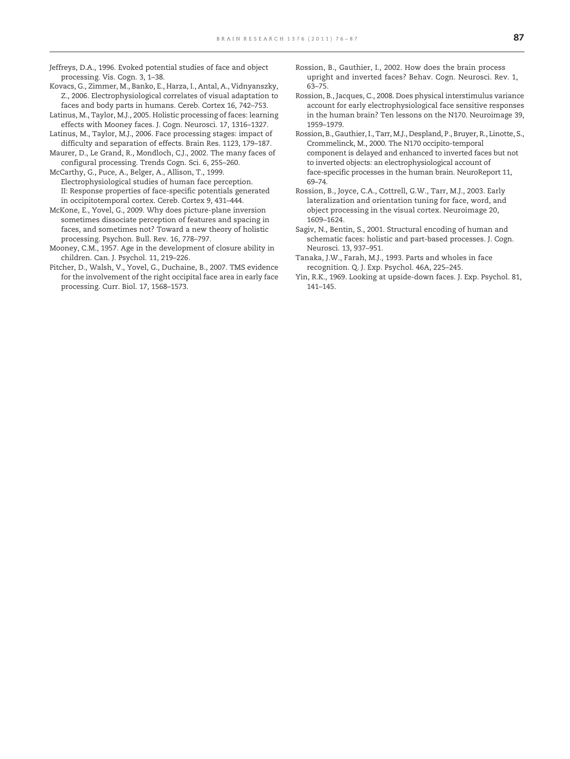Jeffreys, D.A., 1996. Evoked potential studies of face and object processing. Vis. Cogn. 3, 1–38.

Kovacs, G., Zimmer, M., Banko, E., Harza, I., Antal, A., Vidnyanszky, Z., 2006. Electrophysiological correlates of visual adaptation to faces and body parts in humans. Cereb. Cortex 16, 742–753.

Latinus, M., Taylor, M.J., 2005. Holistic processing of faces: learning effects with Mooney faces. J. Cogn. Neurosci. 17, 1316–1327.

Latinus, M., Taylor, M.J., 2006. Face processing stages: impact of difficulty and separation of effects. Brain Res. 1123, 179–187.

Maurer, D., Le Grand, R., Mondloch, C.J., 2002. The many faces of configural processing. Trends Cogn. Sci. 6, 255–260.

McCarthy, G., Puce, A., Belger, A., Allison, T., 1999. Electrophysiological studies of human face perception. II: Response properties of face-specific potentials generated in occipitotemporal cortex. Cereb. Cortex 9, 431–444.

McKone, E., Yovel, G., 2009. Why does picture-plane inversion sometimes dissociate perception of features and spacing in faces, and sometimes not? Toward a new theory of holistic processing. Psychon. Bull. Rev. 16, 778–797.

Mooney, C.M., 1957. Age in the development of closure ability in children. Can. J. Psychol. 11, 219–226.

Pitcher, D., Walsh, V., Yovel, G., Duchaine, B., 2007. TMS evidence for the involvement of the right occipital face area in early face processing. Curr. Biol. 17, 1568–1573.

Rossion, B., Gauthier, I., 2002. How does the brain process upright and inverted faces? Behav. Cogn. Neurosci. Rev. 1, 63–75.

Rossion, B., Jacques, C., 2008. Does physical interstimulus variance account for early electrophysiological face sensitive responses in the human brain? Ten lessons on the N170. Neuroimage 39, 1959–1979.

Rossion, B., Gauthier, I., Tarr, M.J., Despland, P., Bruyer, R., Linotte, S., Crommelinck, M., 2000. The N170 occipito-temporal component is delayed and enhanced to inverted faces but not to inverted objects: an electrophysiological account of face-specific processes in the human brain. NeuroReport 11, 69–74.

Rossion, B., Joyce, C.A., Cottrell, G.W., Tarr, M.J., 2003. Early lateralization and orientation tuning for face, word, and object processing in the visual cortex. Neuroimage 20, 1609–1624.

Sagiv, N., Bentin, S., 2001. Structural encoding of human and schematic faces: holistic and part-based processes. J. Cogn. Neurosci. 13, 937–951.

Tanaka, J.W., Farah, M.J., 1993. Parts and wholes in face recognition. Q. J. Exp. Psychol. 46A, 225–245.

Yin, R.K., 1969. Looking at upside-down faces. J. Exp. Psychol. 81, 141–145.